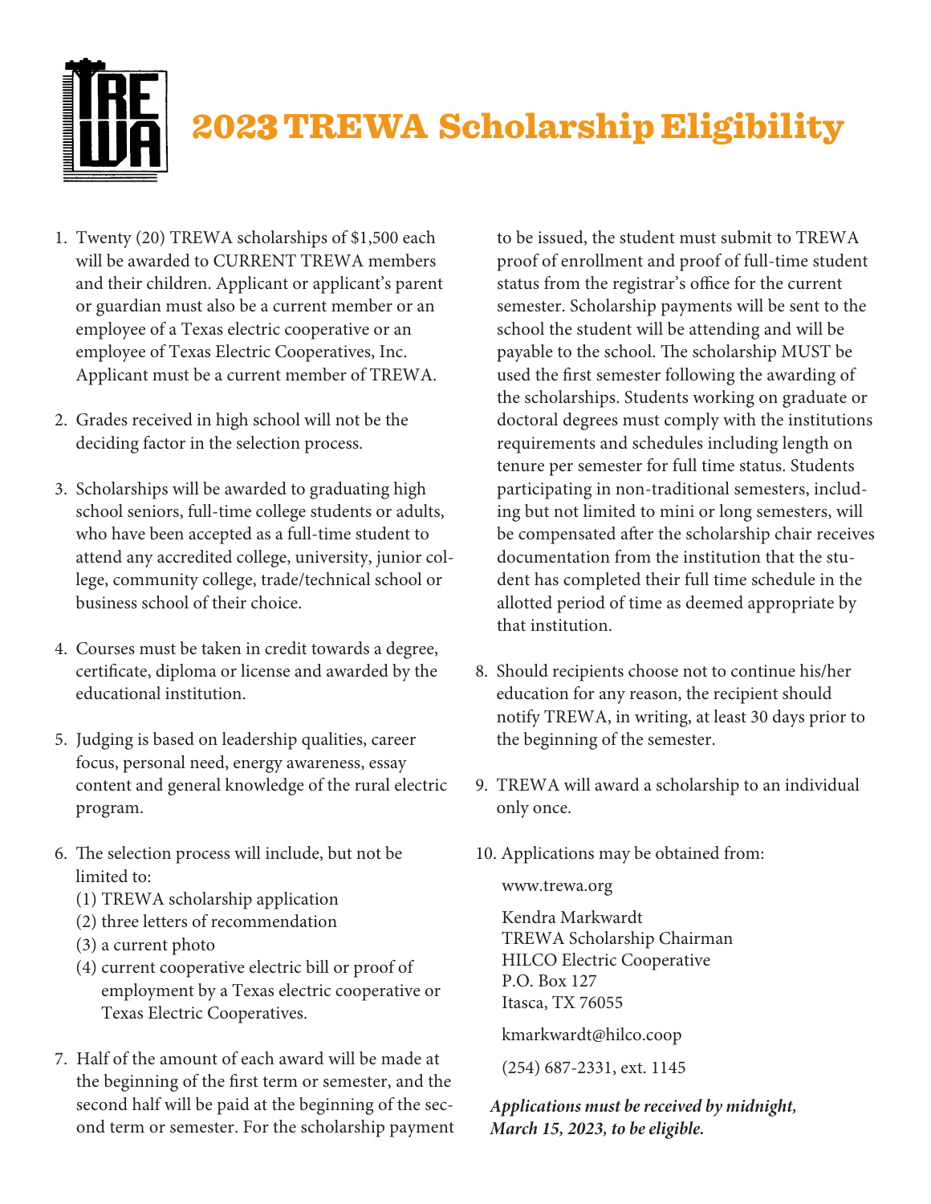# 2023 TREWA Scholarship Eligibility

1. Twenty (20) TREWA scholarships of $1,500 each will be awarded to CURRENT TREWA members and their children. Applicant or applicant's parent or guardian must also be a current member or an employee of a Texas electric cooperative or an employee of Texas Electric Cooperatives, Inc. Applicant must be a current member of TREWA.

2. Grades received in high school will not be the deciding factor in the selection process.

3. Scholarships will be awarded to graduating high school seniors, full-time college students or adults, who have been accepted as a full-time student to attend any accredited college, university, junior college, community college, trade/technical school or business school of their choice.

4. Courses must be taken in credit towards a degree, certificate, diploma or license and awarded by the educational institution.

5. Judging is based on leadership qualities, career focus, personal need, energy awareness, essay content and general knowledge of the rural electric program.

6. The selection process will include, but not be limited to:
   (1) TREWA scholarship application
   (2) three letters of recommendation
   (3) a current photo
   (4) current cooperative electric bill or proof of employment by a Texas electric cooperative or Texas Electric Cooperatives.

7. Half of the amount of each award will be made at the beginning of the first term or semester, and the second half will be paid at the beginning of the second term or semester. For the scholarship payment to be issued, the student must submit to TREWA proof of enrollment and proof of full-time student status from the registrar's office for the current semester. Scholarship payments will be sent to the school the student will be attending and will be payable to the school. The scholarship MUST be used the first semester following the awarding of the scholarships. Students working on graduate or doctoral degrees must comply with the institutions requirements and schedules including length on tenure per semester for full time status. Students participating in non-traditional semesters, including but not limited to mini or long semesters, will be compensated after the scholarship chair receives documentation from the institution that the student has completed their full time schedule in the allotted period of time as deemed appropriate by that institution.

8. Should recipients choose not to continue his/her education for any reason, the recipient should notify TREWA, in writing, at least 30 days prior to the beginning of the semester.

9. TREWA will award a scholarship to an individual only once.

10. Applications may be obtained from:

    www.trewa.org

    Kendra Markwardt
    TREWA Scholarship Chairman
    HILCO Electric Cooperative
    P.O. Box 127
    Itasca, TX 76055

    kmarkwardt@hilco.coop

    (254) 687-2331, ext. 1145

***Applications must be received by midnight, March 15, 2023, to be eligible.***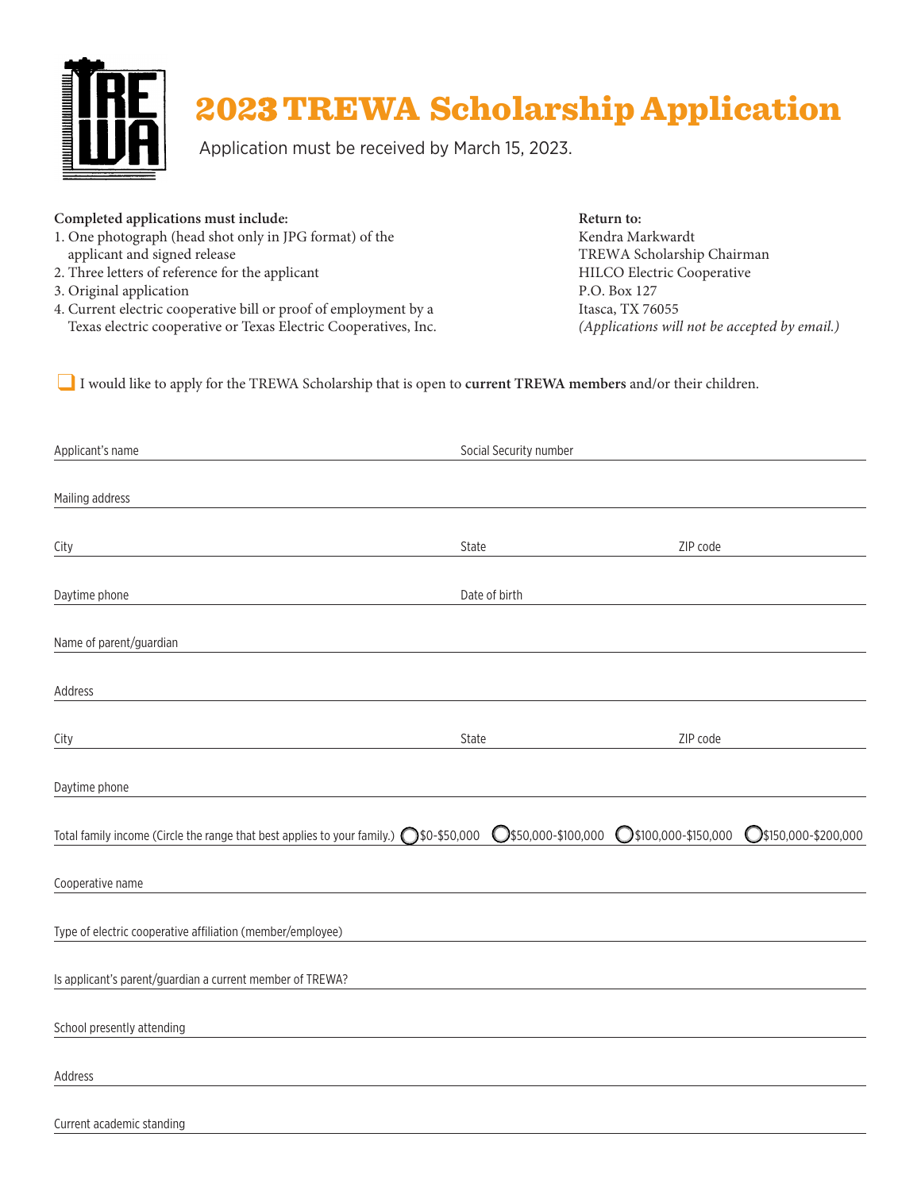# 2023 TREWA Scholarship Application

Application must be received by March 15, 2023.

**Completed applications must include:**

1. One photograph (head shot only in JPG format) of the applicant and signed release
2. Three letters of reference for the applicant
3. Original application
4. Current electric cooperative bill or proof of employment by a Texas electric cooperative or Texas Electric Cooperatives, Inc.

**Return to:**
Kendra Markwardt
TREWA Scholarship Chairman
HILCO Electric Cooperative
P.O. Box 127
Itasca, TX 76055
*(Applications will not be accepted by email.)*

❑ I would like to apply for the TREWA Scholarship that is open to **current TREWA members** and/or their children.

Applicant's name ______________________ Social Security number ______________________

Mailing address ______________________

City ______________________ State ______________ ZIP code ______________

Daytime phone ______________________ Date of birth ______________________

Name of parent/guardian ______________________

Address ______________________

City ______________________ State ______________ ZIP code ______________

Daytime phone ______________________

Total family income (Circle the range that best applies to your family.) ◯ $0-$50,000 ◯ $50,000-$100,000 ◯ $100,000-$150,000 ◯ $150,000-$200,000

Cooperative name ______________________

Type of electric cooperative affiliation (member/employee) ______________________

Is applicant's parent/guardian a current member of TREWA? ______________________

School presently attending ______________________

Address ______________________

Current academic standing ______________________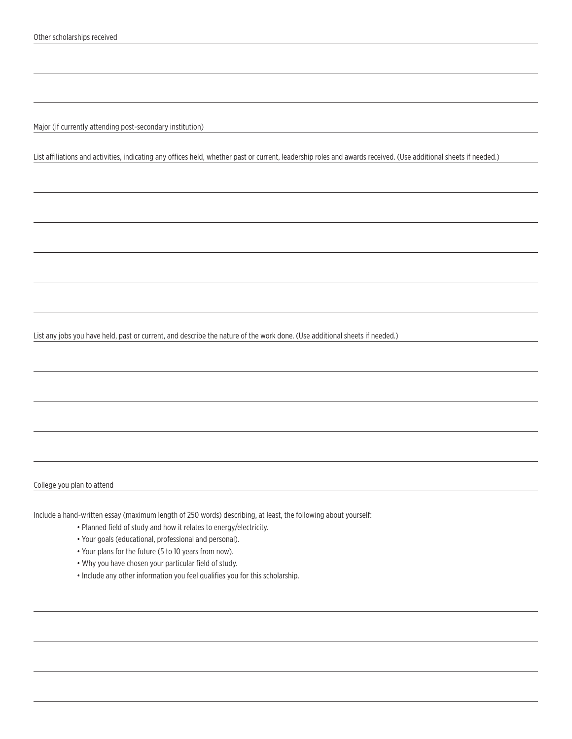Other scholarships received

Major (if currently attending post-secondary institution)

List affiliations and activities, indicating any offices held, whether past or current, leadership roles and awards received. (Use additional sheets if needed.)

List any jobs you have held, past or current, and describe the nature of the work done. (Use additional sheets if needed.)

College you plan to attend

Include a hand-written essay (maximum length of 250 words) describing, at least, the following about yourself:

- Planned field of study and how it relates to energy/electricity.
- Your goals (educational, professional and personal).
- Your plans for the future (5 to 10 years from now).
- Why you have chosen your particular field of study.
- Include any other information you feel qualifies you for this scholarship.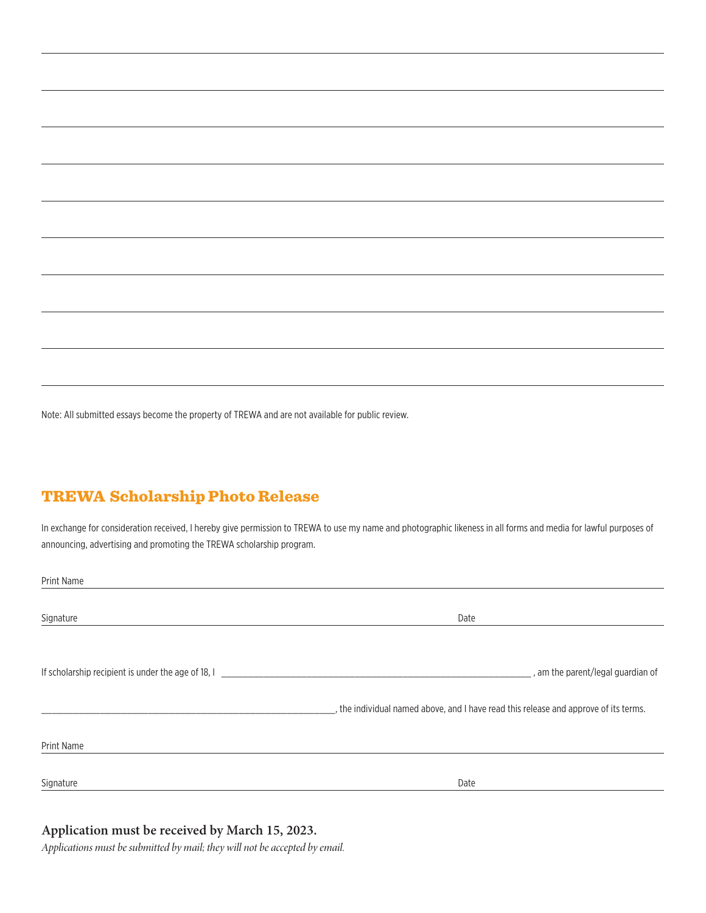Note: All submitted essays become the property of TREWA and are not available for public review.

## TREWA Scholarship Photo Release

In exchange for consideration received, I hereby give permission to TREWA to use my name and photographic likeness in all forms and media for lawful purposes of announcing, advertising and promoting the TREWA scholarship program.

Print Name ______________________________________________

Signature ______________________________ Date ______________

If scholarship recipient is under the age of 18, I ______________________________ , am the parent/legal guardian of

______________________________, the individual named above, and I have read this release and approve of its terms.

Print Name ______________________________________________

Signature ______________________________ Date ______________

**Application must be received by March 15, 2023.**

*Applications must be submitted by mail; they will not be accepted by email.*